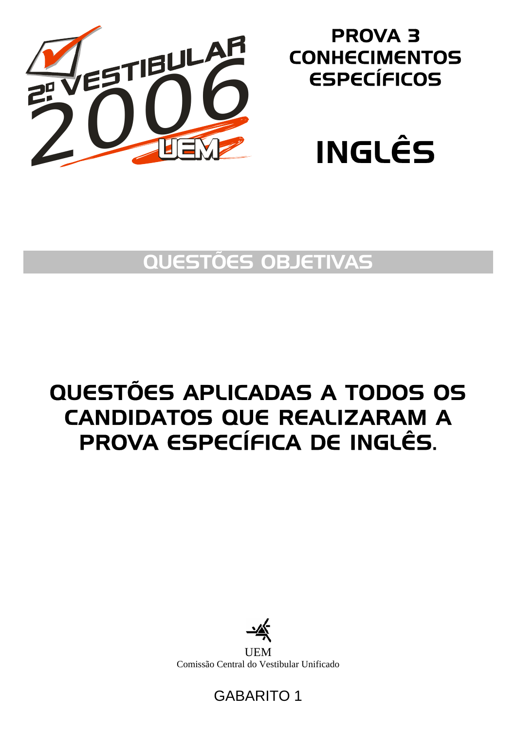2º VESTIBULAR 2006 UEM

# PROVA 3
# CONHECIMENTOS ESPECÍFICOS

# INGLÊS

## QUESTÕES OBJETIVAS

## QUESTÕES APLICADAS A TODOS OS CANDIDATOS QUE REALIZARAM A PROVA ESPECÍFICA DE INGLÊS.

UEM
Comissão Central do Vestibular Unificado

GABARITO 1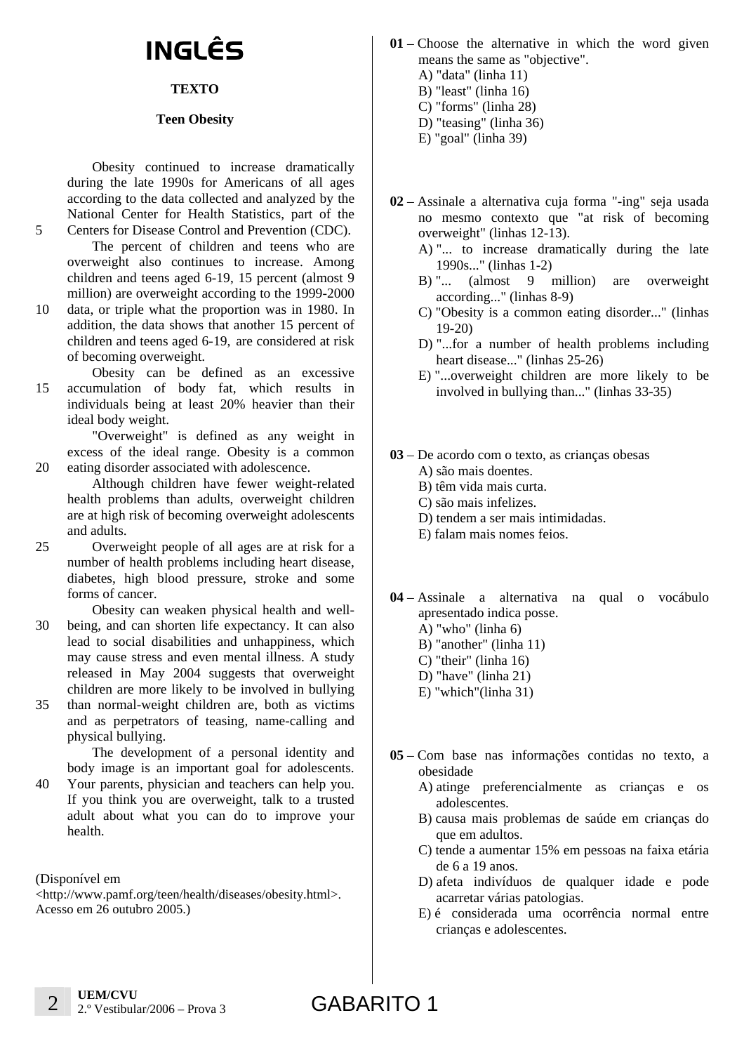# INGLÊS

**TEXTO**

**Teen Obesity**

Obesity continued to increase dramatically during the late 1990s for Americans of all ages according to the data collected and analyzed by the National Center for Health Statistics, part of the Centers for Disease Control and Prevention (CDC). (5)

The percent of children and teens who are overweight also continues to increase. Among children and teens aged 6-19, 15 percent (almost 9 million) are overweight according to the 1999-2000 data, or triple what the proportion was in 1980. In (10) addition, the data shows that another 15 percent of children and teens aged 6-19, are considered at risk of becoming overweight.

Obesity can be defined as an excessive accumulation of body fat, which results in (15) individuals being at least 20% heavier than their ideal body weight.

"Overweight" is defined as any weight in excess of the ideal range. Obesity is a common eating disorder associated with adolescence. (20)

Although children have fewer weight-related health problems than adults, overweight children are at high risk of becoming overweight adolescents and adults.

Overweight people of all ages are at risk for a (25) number of health problems including heart disease, diabetes, high blood pressure, stroke and some forms of cancer.

Obesity can weaken physical health and well-being, and can shorten life expectancy. It can also (30) lead to social disabilities and unhappiness, which may cause stress and even mental illness. A study released in May 2004 suggests that overweight children are more likely to be involved in bullying than normal-weight children are, both as victims (35) and as perpetrators of teasing, name-calling and physical bullying.

The development of a personal identity and body image is an important goal for adolescents. Your parents, physician and teachers can help you. (40) If you think you are overweight, talk to a trusted adult about what you can do to improve your health.

(Disponível em <http://www.pamf.org/teen/health/diseases/obesity.html>. Acesso em 26 outubro 2005.)

**01** – Choose the alternative in which the word given means the same as "objective".

A) "data" (linha 11)
B) "least" (linha 16)
C) "forms" (linha 28)
D) "teasing" (linha 36)
E) "goal" (linha 39)

**02** – Assinale a alternativa cuja forma "-ing" seja usada no mesmo contexto que "at risk of becoming overweight" (linhas 12-13).

A) "... to increase dramatically during the late 1990s..." (linhas 1-2)
B) "... (almost 9 million) are overweight according..." (linhas 8-9)
C) "Obesity is a common eating disorder..." (linhas 19-20)
D) "...for a number of health problems including heart disease..." (linhas 25-26)
E) "...overweight children are more likely to be involved in bullying than..." (linhas 33-35)

**03** – De acordo com o texto, as crianças obesas

A) são mais doentes.
B) têm vida mais curta.
C) são mais infelizes.
D) tendem a ser mais intimidadas.
E) falam mais nomes feios.

**04** – Assinale a alternativa na qual o vocábulo apresentado indica posse.

A) "who" (linha 6)
B) "another" (linha 11)
C) "their" (linha 16)
D) "have" (linha 21)
E) "which"(linha 31)

**05** – Com base nas informações contidas no texto, a obesidade

A) atinge preferencialmente as crianças e os adolescentes.
B) causa mais problemas de saúde em crianças do que em adultos.
C) tende a aumentar 15% em pessoas na faixa etária de 6 a 19 anos.
D) afeta indivíduos de qualquer idade e pode acarretar várias patologias.
E) é considerada uma ocorrência normal entre crianças e adolescentes.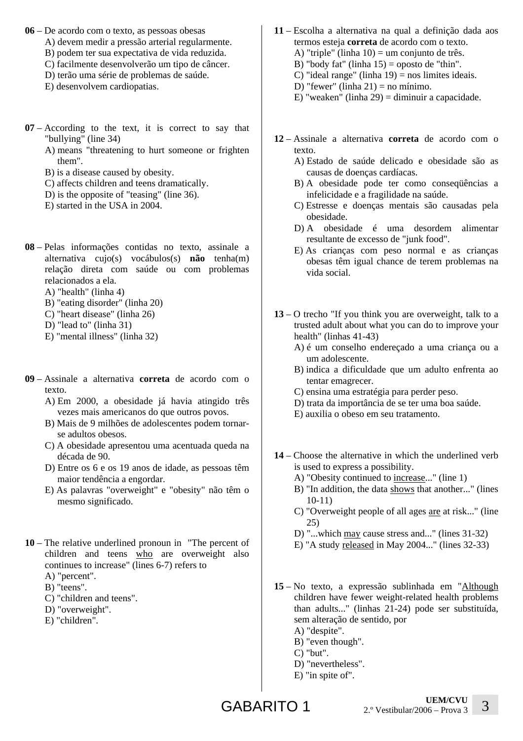**06** – De acordo com o texto, as pessoas obesas

A) devem medir a pressão arterial regularmente.
B) podem ter sua expectativa de vida reduzida.
C) facilmente desenvolverão um tipo de câncer.
D) terão uma série de problemas de saúde.
E) desenvolvem cardiopatias.

**07** – According to the text, it is correct to say that "bullying" (line 34)

A) means "threatening to hurt someone or frighten them".
B) is a disease caused by obesity.
C) affects children and teens dramatically.
D) is the opposite of "teasing" (line 36).
E) started in the USA in 2004.

**08** – Pelas informações contidas no texto, assinale a alternativa cujo(s) vocábulos(s) **não** tenha(m) relação direta com saúde ou com problemas relacionados a ela.

A) "health" (linha 4)
B) "eating disorder" (linha 20)
C) "heart disease" (linha 26)
D) "lead to" (linha 31)
E) "mental illness" (linha 32)

**09** – Assinale a alternativa **correta** de acordo com o texto.

A) Em 2000, a obesidade já havia atingido três vezes mais americanos do que outros povos.
B) Mais de 9 milhões de adolescentes podem tornar-se adultos obesos.
C) A obesidade apresentou uma acentuada queda na década de 90.
D) Entre os 6 e os 19 anos de idade, as pessoas têm maior tendência a engordar.
E) As palavras "overweight" e "obesity" não têm o mesmo significado.

**10** – The relative underlined pronoun in "The percent of children and teens <u>who</u> are overweight also continues to increase" (lines 6-7) refers to

A) "percent".
B) "teens".
C) "children and teens".
D) "overweight".
E) "children".

**11** – Escolha a alternativa na qual a definição dada aos termos esteja **correta** de acordo com o texto.

A) "triple" (linha 10) = um conjunto de três.
B) "body fat" (linha 15) = oposto de "thin".
C) "ideal range" (linha 19) = nos limites ideais.
D) "fewer" (linha 21) = no mínimo.
E) "weaken" (linha 29) = diminuir a capacidade.

**12** – Assinale a alternativa **correta** de acordo com o texto.

A) Estado de saúde delicado e obesidade são as causas de doenças cardíacas.
B) A obesidade pode ter como conseqüências a infelicidade e a fragilidade na saúde.
C) Estresse e doenças mentais são causadas pela obesidade.
D) A obesidade é uma desordem alimentar resultante de excesso de "junk food".
E) As crianças com peso normal e as crianças obesas têm igual chance de terem problemas na vida social.

**13** – O trecho "If you think you are overweight, talk to a trusted adult about what you can do to improve your health" (linhas 41-43)

A) é um conselho endereçado a uma criança ou a um adolescente.
B) indica a dificuldade que um adulto enfrenta ao tentar emagrecer.
C) ensina uma estratégia para perder peso.
D) trata da importância de se ter uma boa saúde.
E) auxilia o obeso em seu tratamento.

**14** – Choose the alternative in which the underlined verb is used to express a possibility.

A) "Obesity continued to <u>increase</u>..." (line 1)
B) "In addition, the data <u>shows</u> that another..." (lines 10-11)
C) "Overweight people of all ages <u>are</u> at risk..." (line 25)
D) "...which <u>may</u> cause stress and..." (lines 31-32)
E) "A study <u>released</u> in May 2004..." (lines 32-33)

**15** – No texto, a expressão sublinhada em "<u>Although</u> children have fewer weight-related health problems than adults..." (linhas 21-24) pode ser substituída, sem alteração de sentido, por

A) "despite".
B) "even though".
C) "but".
D) "nevertheless".
E) "in spite of".

GABARITO 1